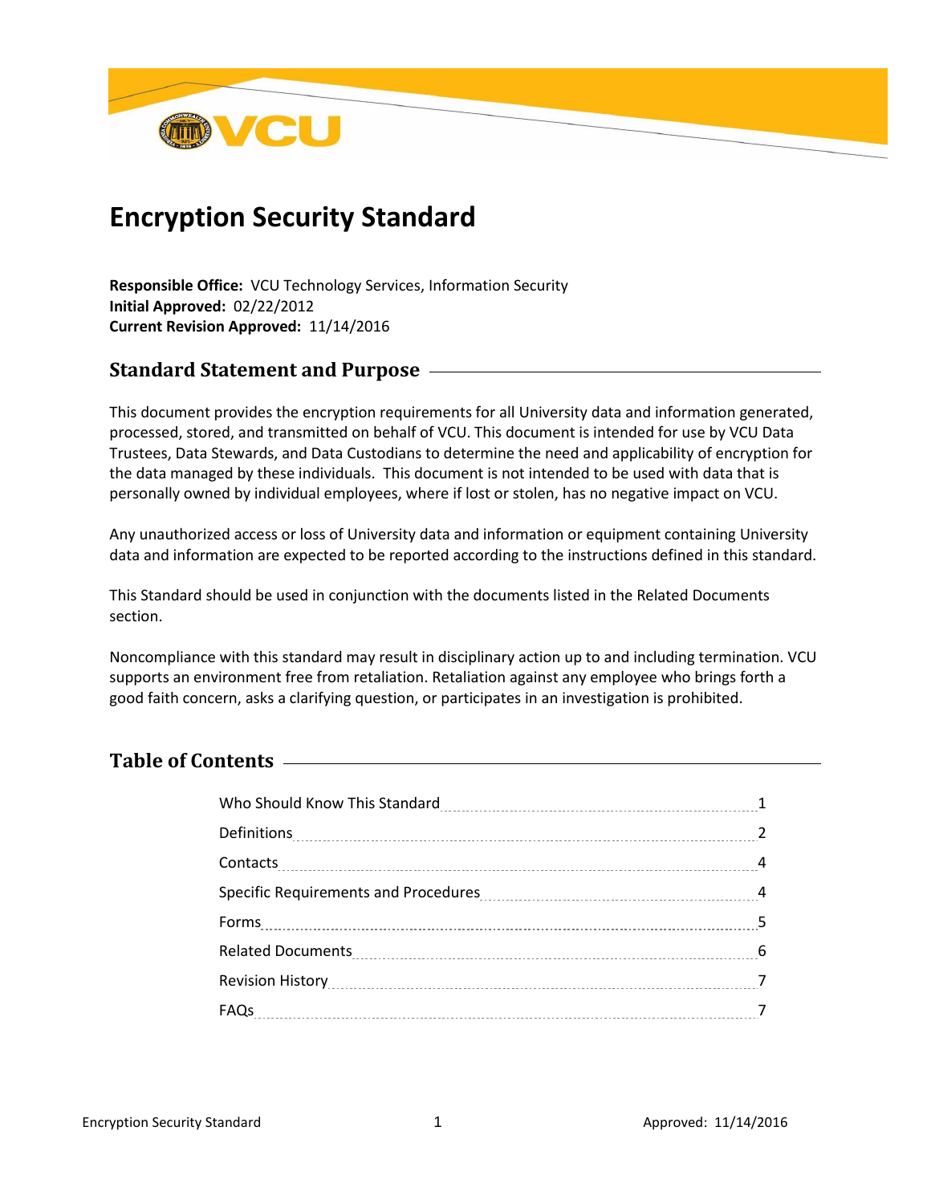# Encryption Security Standard

**Responsible Office:** VCU Technology Services, Information Security
**Initial Approved:** 02/22/2012
**Current Revision Approved:** 11/14/2016

## Standard Statement and Purpose

This document provides the encryption requirements for all University data and information generated, processed, stored, and transmitted on behalf of VCU. This document is intended for use by VCU Data Trustees, Data Stewards, and Data Custodians to determine the need and applicability of encryption for the data managed by these individuals. This document is not intended to be used with data that is personally owned by individual employees, where if lost or stolen, has no negative impact on VCU.

Any unauthorized access or loss of University data and information or equipment containing University data and information are expected to be reported according to the instructions defined in this standard.

This Standard should be used in conjunction with the documents listed in the Related Documents section.

Noncompliance with this standard may result in disciplinary action up to and including termination. VCU supports an environment free from retaliation. Retaliation against any employee who brings forth a good faith concern, asks a clarifying question, or participates in an investigation is prohibited.

## Table of Contents

| | |
|---|---|
| Who Should Know This Standard | 1 |
| Definitions | 2 |
| Contacts | 4 |
| Specific Requirements and Procedures | 4 |
| Forms | 5 |
| Related Documents | 6 |
| Revision History | 7 |
| FAQs | 7 |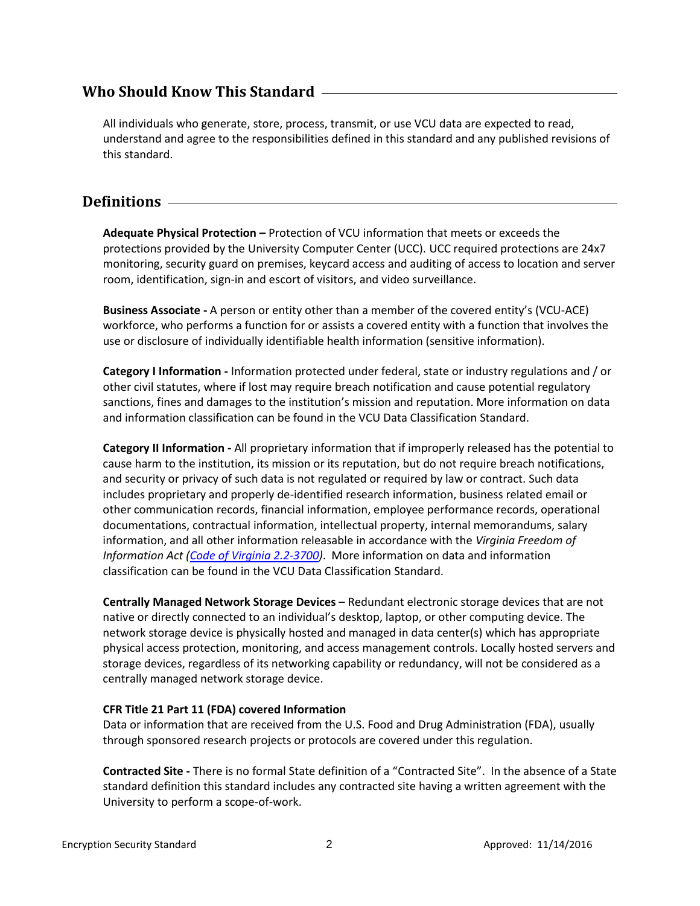## Who Should Know This Standard

All individuals who generate, store, process, transmit, or use VCU data are expected to read, understand and agree to the responsibilities defined in this standard and any published revisions of this standard.

## Definitions

**Adequate Physical Protection –** Protection of VCU information that meets or exceeds the protections provided by the University Computer Center (UCC). UCC required protections are 24x7 monitoring, security guard on premises, keycard access and auditing of access to location and server room, identification, sign-in and escort of visitors, and video surveillance.

**Business Associate -** A person or entity other than a member of the covered entity's (VCU-ACE) workforce, who performs a function for or assists a covered entity with a function that involves the use or disclosure of individually identifiable health information (sensitive information).

**Category I Information -** Information protected under federal, state or industry regulations and / or other civil statutes, where if lost may require breach notification and cause potential regulatory sanctions, fines and damages to the institution's mission and reputation. More information on data and information classification can be found in the VCU Data Classification Standard.

**Category II Information -** All proprietary information that if improperly released has the potential to cause harm to the institution, its mission or its reputation, but do not require breach notifications, and security or privacy of such data is not regulated or required by law or contract. Such data includes proprietary and properly de-identified research information, business related email or other communication records, financial information, employee performance records, operational documentations, contractual information, intellectual property, internal memorandums, salary information, and all other information releasable in accordance with the *Virginia Freedom of Information Act ([Code of Virginia 2.2-3700](Code of Virginia 2.2-3700))*. More information on data and information classification can be found in the VCU Data Classification Standard.

**Centrally Managed Network Storage Devices** – Redundant electronic storage devices that are not native or directly connected to an individual's desktop, laptop, or other computing device. The network storage device is physically hosted and managed in data center(s) which has appropriate physical access protection, monitoring, and access management controls. Locally hosted servers and storage devices, regardless of its networking capability or redundancy, will not be considered as a centrally managed network storage device.

**CFR Title 21 Part 11 (FDA) covered Information**
Data or information that are received from the U.S. Food and Drug Administration (FDA), usually through sponsored research projects or protocols are covered under this regulation.

**Contracted Site -** There is no formal State definition of a "Contracted Site". In the absence of a State standard definition this standard includes any contracted site having a written agreement with the University to perform a scope-of-work.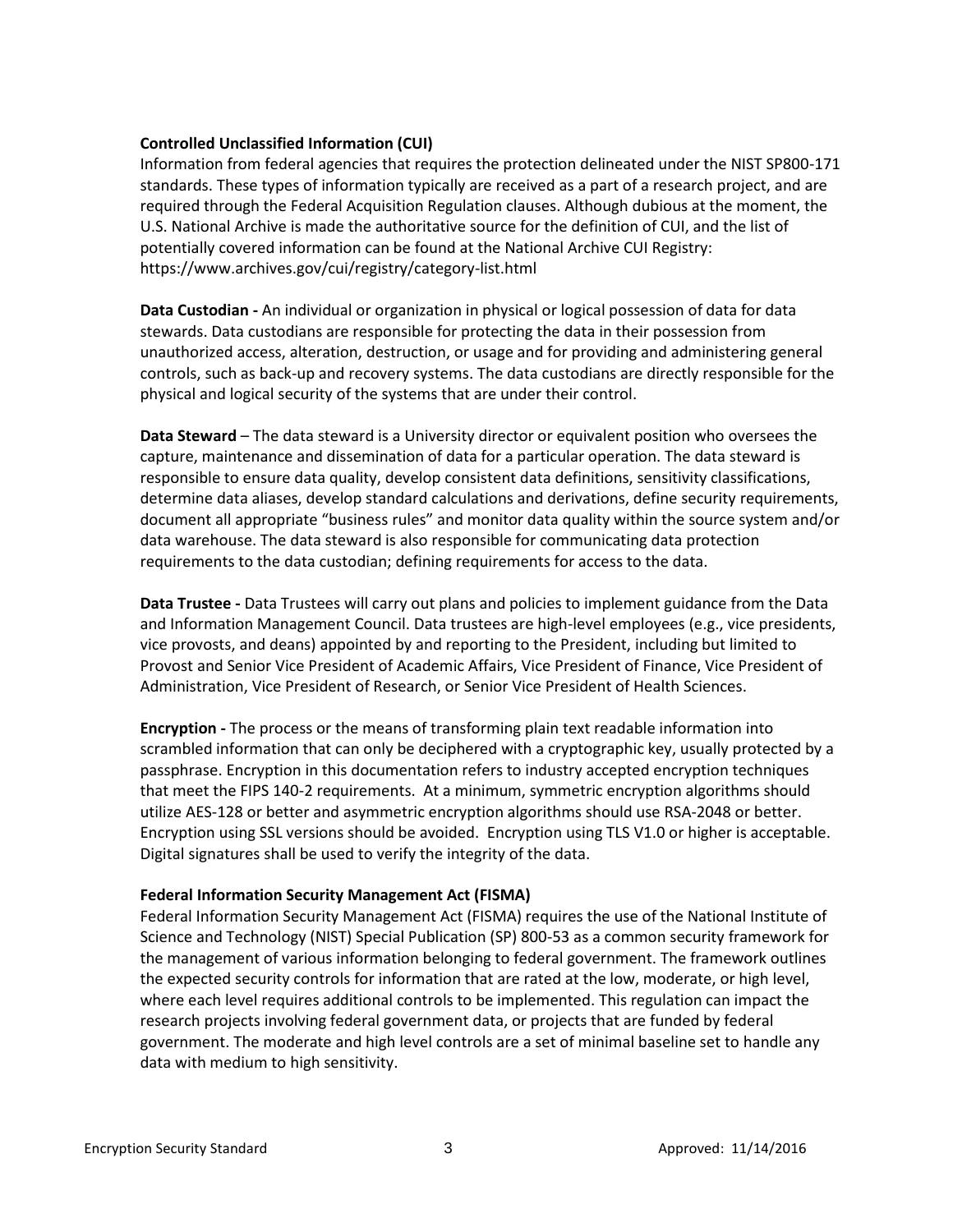**Controlled Unclassified Information (CUI)**
Information from federal agencies that requires the protection delineated under the NIST SP800-171 standards. These types of information typically are received as a part of a research project, and are required through the Federal Acquisition Regulation clauses. Although dubious at the moment, the U.S. National Archive is made the authoritative source for the definition of CUI, and the list of potentially covered information can be found at the National Archive CUI Registry: https://www.archives.gov/cui/registry/category-list.html

**Data Custodian -** An individual or organization in physical or logical possession of data for data stewards. Data custodians are responsible for protecting the data in their possession from unauthorized access, alteration, destruction, or usage and for providing and administering general controls, such as back-up and recovery systems. The data custodians are directly responsible for the physical and logical security of the systems that are under their control.

**Data Steward** – The data steward is a University director or equivalent position who oversees the capture, maintenance and dissemination of data for a particular operation. The data steward is responsible to ensure data quality, develop consistent data definitions, sensitivity classifications, determine data aliases, develop standard calculations and derivations, define security requirements, document all appropriate "business rules" and monitor data quality within the source system and/or data warehouse. The data steward is also responsible for communicating data protection requirements to the data custodian; defining requirements for access to the data.

**Data Trustee -** Data Trustees will carry out plans and policies to implement guidance from the Data and Information Management Council. Data trustees are high-level employees (e.g., vice presidents, vice provosts, and deans) appointed by and reporting to the President, including but limited to Provost and Senior Vice President of Academic Affairs, Vice President of Finance, Vice President of Administration, Vice President of Research, or Senior Vice President of Health Sciences.

**Encryption -** The process or the means of transforming plain text readable information into scrambled information that can only be deciphered with a cryptographic key, usually protected by a passphrase. Encryption in this documentation refers to industry accepted encryption techniques that meet the FIPS 140-2 requirements. At a minimum, symmetric encryption algorithms should utilize AES-128 or better and asymmetric encryption algorithms should use RSA-2048 or better. Encryption using SSL versions should be avoided. Encryption using TLS V1.0 or higher is acceptable. Digital signatures shall be used to verify the integrity of the data.

**Federal Information Security Management Act (FISMA)**
Federal Information Security Management Act (FISMA) requires the use of the National Institute of Science and Technology (NIST) Special Publication (SP) 800-53 as a common security framework for the management of various information belonging to federal government. The framework outlines the expected security controls for information that are rated at the low, moderate, or high level, where each level requires additional controls to be implemented. This regulation can impact the research projects involving federal government data, or projects that are funded by federal government. The moderate and high level controls are a set of minimal baseline set to handle any data with medium to high sensitivity.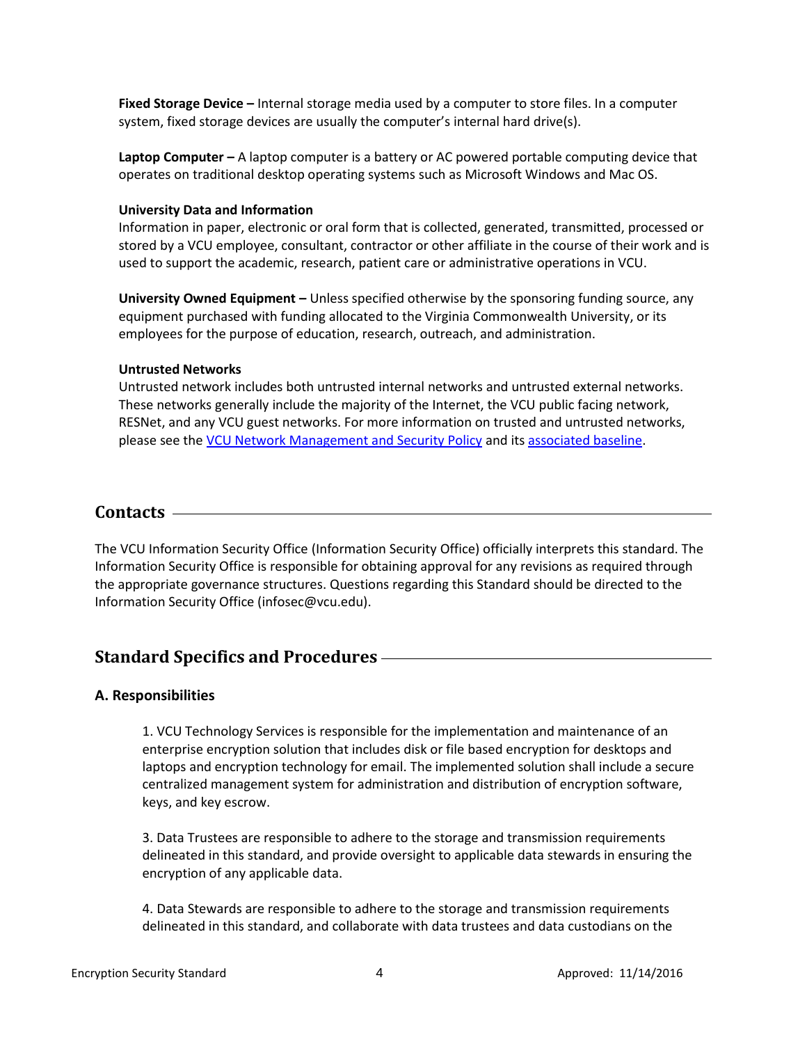**Fixed Storage Device –** Internal storage media used by a computer to store files. In a computer system, fixed storage devices are usually the computer's internal hard drive(s).

**Laptop Computer –** A laptop computer is a battery or AC powered portable computing device that operates on traditional desktop operating systems such as Microsoft Windows and Mac OS.

**University Data and Information**
Information in paper, electronic or oral form that is collected, generated, transmitted, processed or stored by a VCU employee, consultant, contractor or other affiliate in the course of their work and is used to support the academic, research, patient care or administrative operations in VCU.

**University Owned Equipment –** Unless specified otherwise by the sponsoring funding source, any equipment purchased with funding allocated to the Virginia Commonwealth University, or its employees for the purpose of education, research, outreach, and administration.

**Untrusted Networks**
Untrusted network includes both untrusted internal networks and untrusted external networks. These networks generally include the majority of the Internet, the VCU public facing network, RESNet, and any VCU guest networks. For more information on trusted and untrusted networks, please see the VCU Network Management and Security Policy and its associated baseline.

## Contacts

The VCU Information Security Office (Information Security Office) officially interprets this standard. The Information Security Office is responsible for obtaining approval for any revisions as required through the appropriate governance structures. Questions regarding this Standard should be directed to the Information Security Office (infosec@vcu.edu).

## Standard Specifics and Procedures

### A. Responsibilities

1. VCU Technology Services is responsible for the implementation and maintenance of an enterprise encryption solution that includes disk or file based encryption for desktops and laptops and encryption technology for email. The implemented solution shall include a secure centralized management system for administration and distribution of encryption software, keys, and key escrow.

3. Data Trustees are responsible to adhere to the storage and transmission requirements delineated in this standard, and provide oversight to applicable data stewards in ensuring the encryption of any applicable data.

4. Data Stewards are responsible to adhere to the storage and transmission requirements delineated in this standard, and collaborate with data trustees and data custodians on the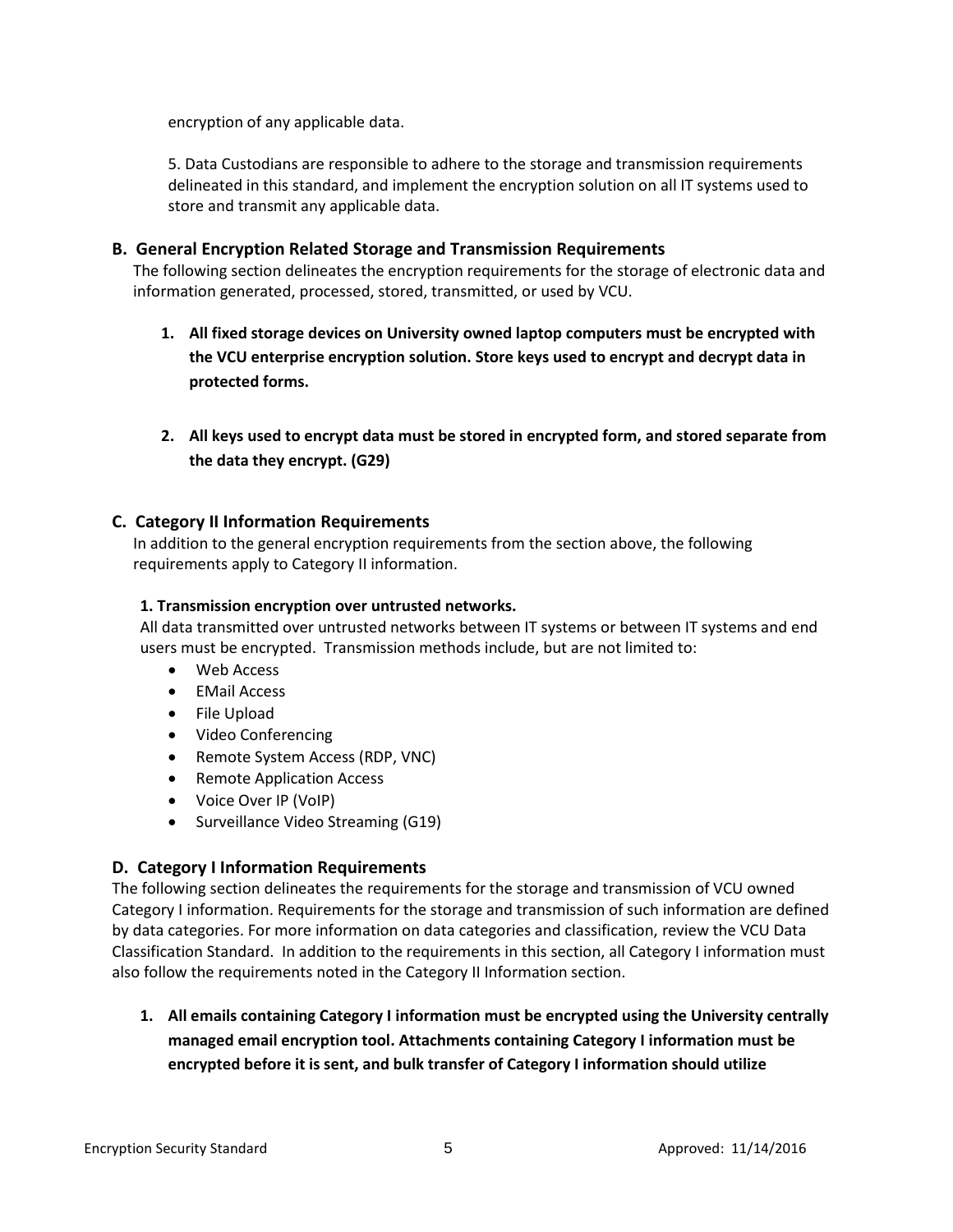encryption of any applicable data.

5. Data Custodians are responsible to adhere to the storage and transmission requirements delineated in this standard, and implement the encryption solution on all IT systems used to store and transmit any applicable data.

### B. General Encryption Related Storage and Transmission Requirements

The following section delineates the encryption requirements for the storage of electronic data and information generated, processed, stored, transmitted, or used by VCU.

1. **All fixed storage devices on University owned laptop computers must be encrypted with the VCU enterprise encryption solution. Store keys used to encrypt and decrypt data in protected forms.**

2. **All keys used to encrypt data must be stored in encrypted form, and stored separate from the data they encrypt. (G29)**

### C. Category II Information Requirements

In addition to the general encryption requirements from the section above, the following requirements apply to Category II information.

**1. Transmission encryption over untrusted networks.**

All data transmitted over untrusted networks between IT systems or between IT systems and end users must be encrypted. Transmission methods include, but are not limited to:

- Web Access
- EMail Access
- File Upload
- Video Conferencing
- Remote System Access (RDP, VNC)
- Remote Application Access
- Voice Over IP (VoIP)
- Surveillance Video Streaming (G19)

### D. Category I Information Requirements

The following section delineates the requirements for the storage and transmission of VCU owned Category I information. Requirements for the storage and transmission of such information are defined by data categories. For more information on data categories and classification, review the VCU Data Classification Standard. In addition to the requirements in this section, all Category I information must also follow the requirements noted in the Category II Information section.

1. **All emails containing Category I information must be encrypted using the University centrally managed email encryption tool. Attachments containing Category I information must be encrypted before it is sent, and bulk transfer of Category I information should utilize**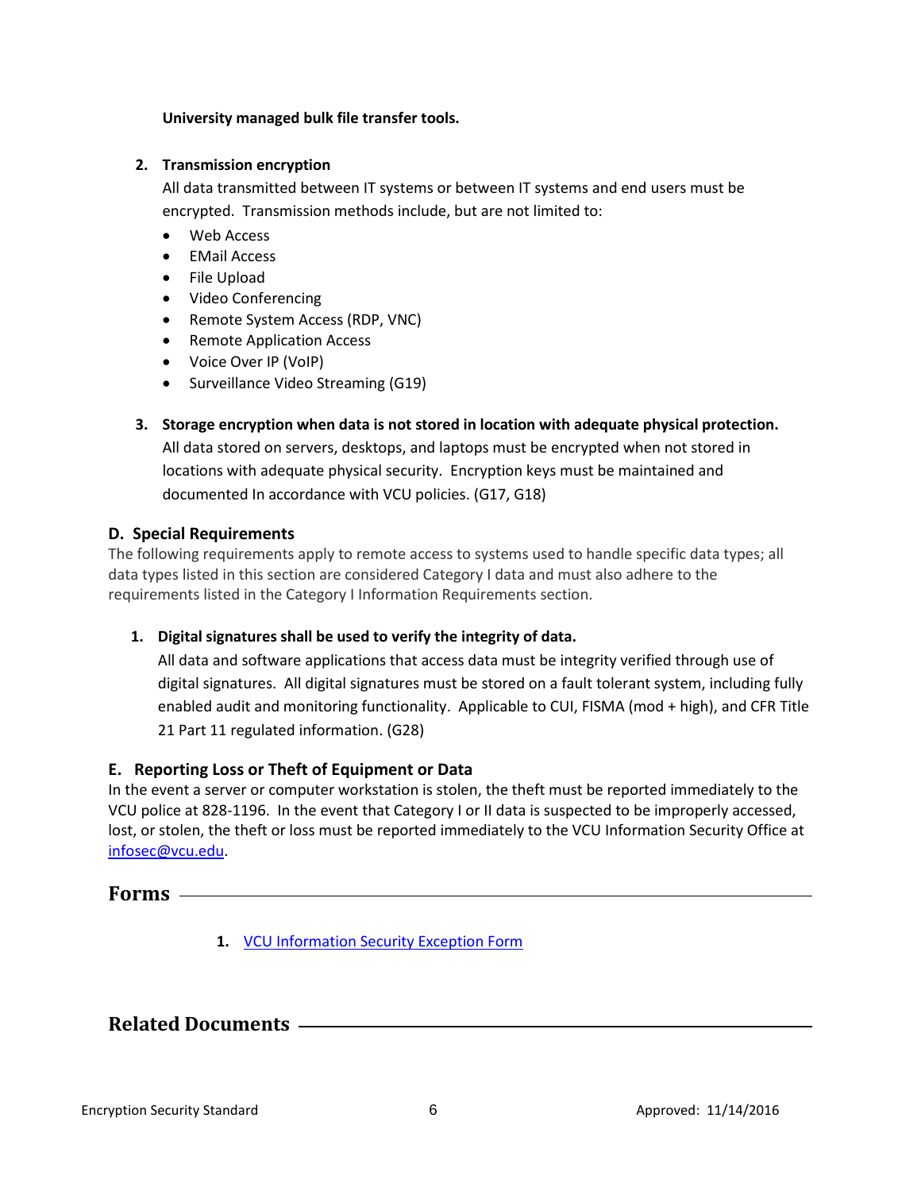**University managed bulk file transfer tools.**

2. **Transmission encryption**

   All data transmitted between IT systems or between IT systems and end users must be encrypted. Transmission methods include, but are not limited to:

   - Web Access
   - EMail Access
   - File Upload
   - Video Conferencing
   - Remote System Access (RDP, VNC)
   - Remote Application Access
   - Voice Over IP (VoIP)
   - Surveillance Video Streaming (G19)

3. **Storage encryption when data is not stored in location with adequate physical protection.**

   All data stored on servers, desktops, and laptops must be encrypted when not stored in locations with adequate physical security. Encryption keys must be maintained and documented In accordance with VCU policies. (G17, G18)

### D. Special Requirements

The following requirements apply to remote access to systems used to handle specific data types; all data types listed in this section are considered Category I data and must also adhere to the requirements listed in the Category I Information Requirements section.

1. **Digital signatures shall be used to verify the integrity of data.**

   All data and software applications that access data must be integrity verified through use of digital signatures. All digital signatures must be stored on a fault tolerant system, including fully enabled audit and monitoring functionality. Applicable to CUI, FISMA (mod + high), and CFR Title 21 Part 11 regulated information. (G28)

### E. Reporting Loss or Theft of Equipment or Data

In the event a server or computer workstation is stolen, the theft must be reported immediately to the VCU police at 828-1196. In the event that Category I or II data is suspected to be improperly accessed, lost, or stolen, the theft or loss must be reported immediately to the VCU Information Security Office at infosec@vcu.edu.

## Forms

1. VCU Information Security Exception Form

## Related Documents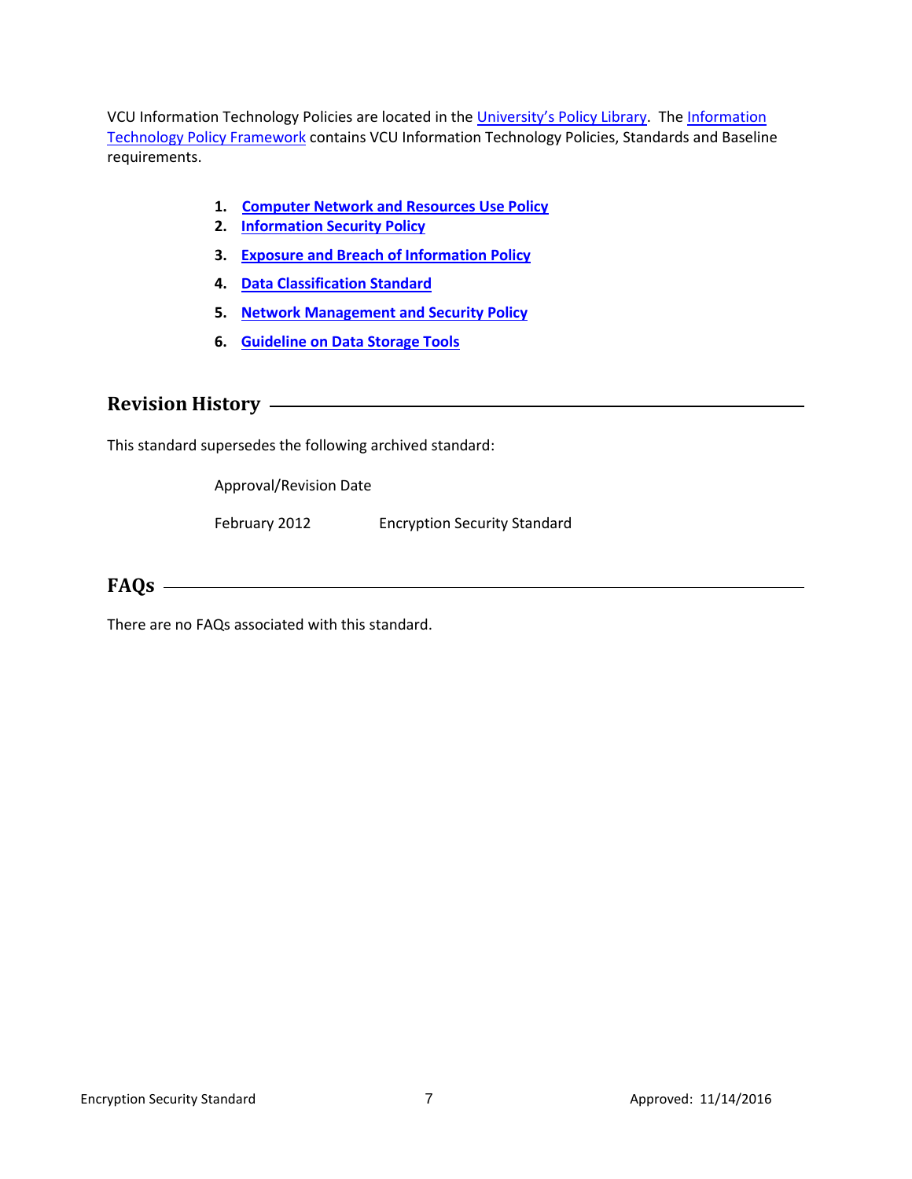VCU Information Technology Policies are located in the University's Policy Library. The Information Technology Policy Framework contains VCU Information Technology Policies, Standards and Baseline requirements.

1. **Computer Network and Resources Use Policy**
2. **Information Security Policy**
3. **Exposure and Breach of Information Policy**
4. **Data Classification Standard**
5. **Network Management and Security Policy**
6. **Guideline on Data Storage Tools**

## Revision History

This standard supersedes the following archived standard:

| Approval/Revision Date | |
|---|---|
| February 2012 | Encryption Security Standard |

## FAQs

There are no FAQs associated with this standard.